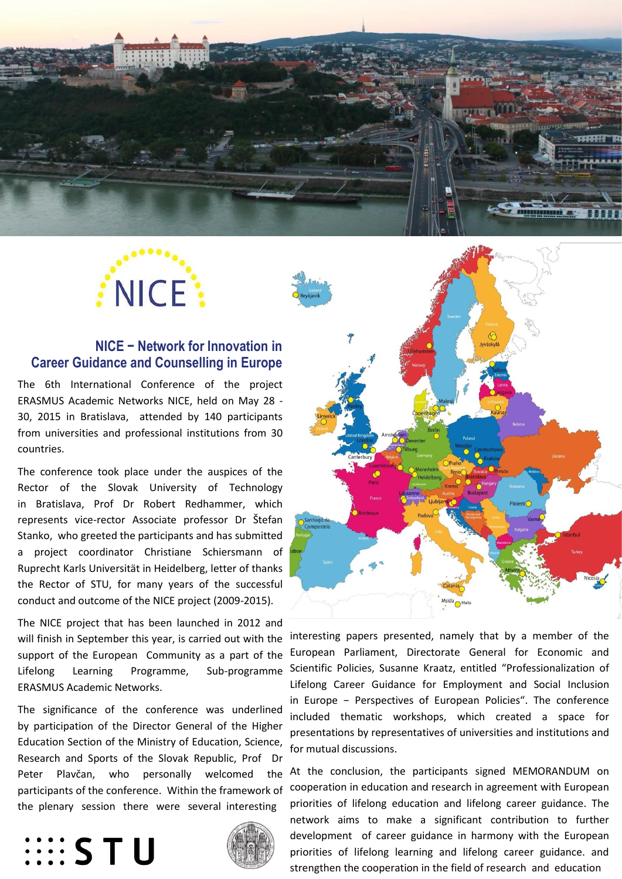# NICE – Network for Innovation in Career Guidance and Counselling in Europe

The 6th International Conference of the project ERASMUS Academic Networks NICE, held on May 28 - 30, 2015 in Bratislava, attended by 140 participants from universities and professional institutions from 30 countries.

The conference took place under the auspices of the Rector of the Slovak University of Technology in Bratislava, Prof Dr Robert Redhammer, which represents vice-rector Associate professor Dr Štefan Stanko, who greeted the participants and has submitted a project coordinator Christiane Schiersmann of Ruprecht Karls Universität in Heidelberg, letter of thanks the Rector of STU, for many years of the successful conduct and outcome of the NICE project (2009-2015).

The NICE project that has been launched in 2012 and will finish in September this year, is carried out with the support of the European Community as a part of the Lifelong Learning Programme, Sub-programme ERASMUS Academic Networks.

The significance of the conference was underlined by participation of the Director General of the Higher Education Section of the Ministry of Education, Science, Research and Sports of the Slovak Republic, Prof Dr Peter Plavčan, who personally welcomed the participants of the conference. Within the framework of the plenary session there were several interesting interesting papers presented, namely that by a member of the European Parliament, Directorate General for Economic and Scientific Policies, Susanne Kraatz, entitled "Professionalization of Lifelong Career Guidance for Employment and Social Inclusion in Europe – Perspectives of European Policies". The conference included thematic workshops, which created a space for presentations by representatives of universities and institutions and for mutual discussions.

At the conclusion, the participants signed MEMORANDUM on cooperation in education and research in agreement with European priorities of lifelong education and lifelong career guidance. The network aims to make a significant contribution to further development of career guidance in harmony with the European priorities of lifelong learning and lifelong career guidance. and strengthen the cooperation in the field of research and education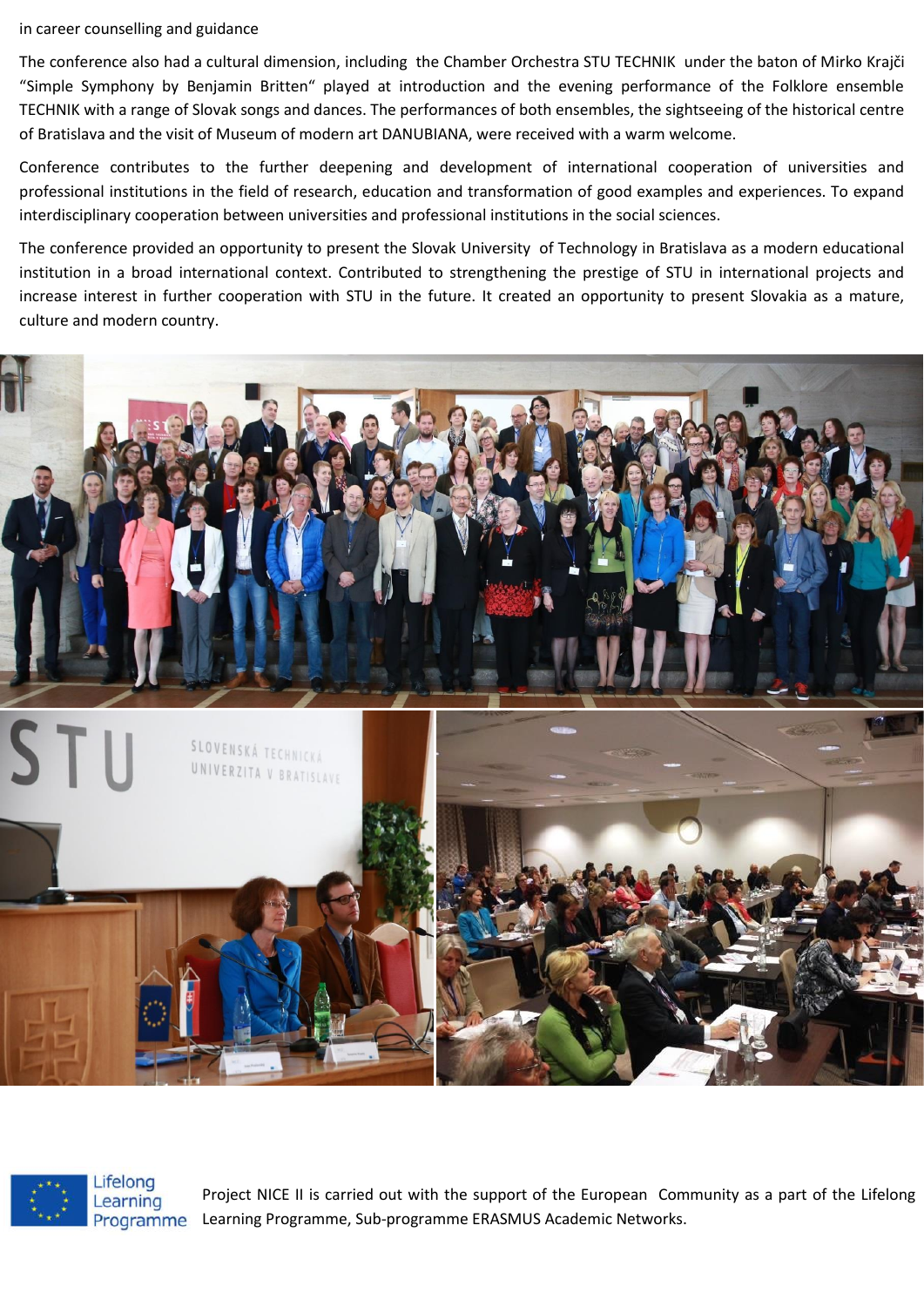in career counselling and guidance

The conference also had a cultural dimension, including the Chamber Orchestra STU TECHNIK under the baton of Mirko Krajči "Simple Symphony by Benjamin Britten" played at introduction and the evening performance of the Folklore ensemble TECHNIK with a range of Slovak songs and dances. The performances of both ensembles, the sightseeing of the historical centre of Bratislava and the visit of Museum of modern art DANUBIANA, were received with a warm welcome.

Conference contributes to the further deepening and development of international cooperation of universities and professional institutions in the field of research, education and transformation of good examples and experiences. To expand interdisciplinary cooperation between universities and professional institutions in the social sciences.

The conference provided an opportunity to present the Slovak University of Technology in Bratislava as a modern educational institution in a broad international context. Contributed to strengthening the prestige of STU in international projects and increase interest in further cooperation with STU in the future. It created an opportunity to present Slovakia as a mature, culture and modern country.

Lifelong Learning Programme

Project NICE II is carried out with the support of the European Community as a part of the Lifelong Learning Programme, Sub-programme ERASMUS Academic Networks.